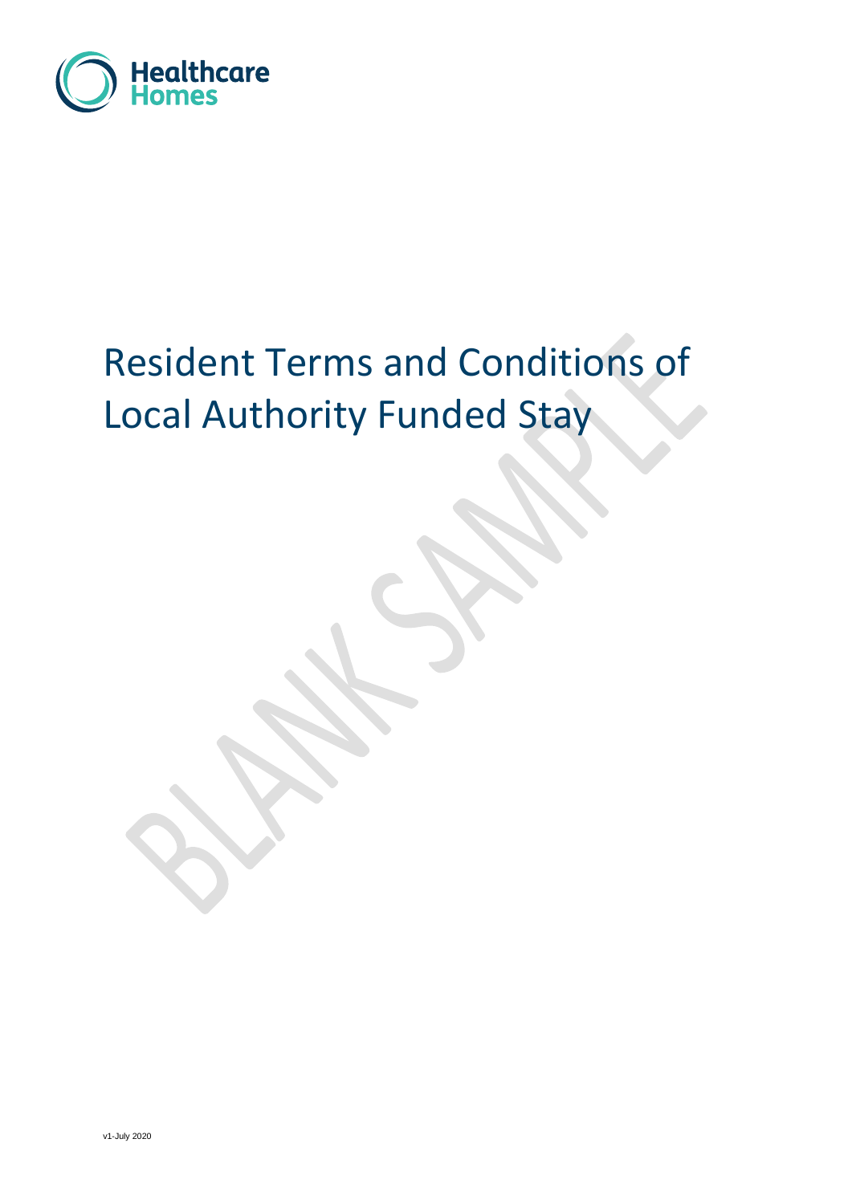Healthcare Homes

# Resident Terms and Conditions of Local Authority Funded Stay

BLANK SAMPLE

v1-July 2020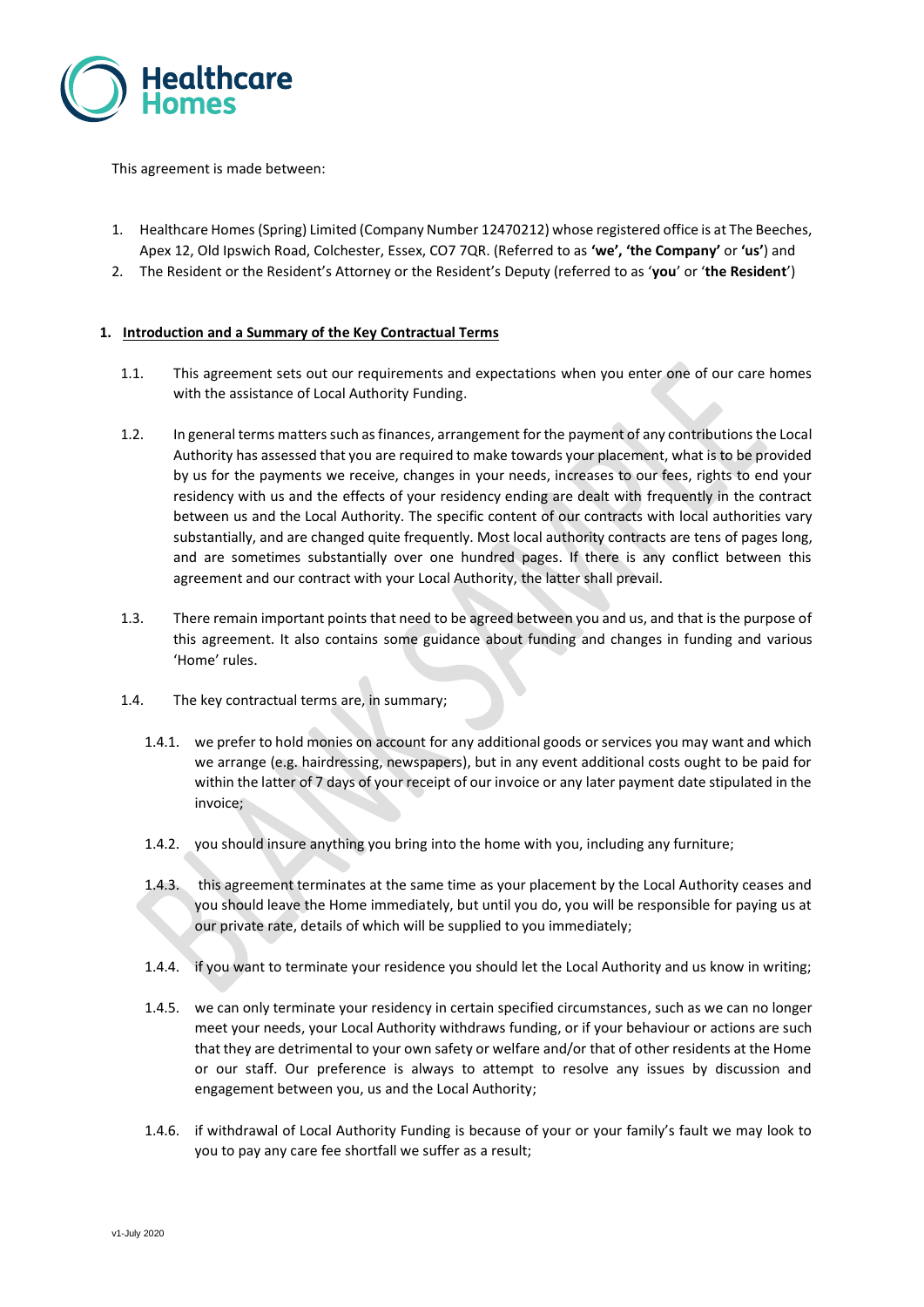This agreement is made between:

1. Healthcare Homes (Spring) Limited (Company Number 12470212) whose registered office is at The Beeches, Apex 12, Old Ipswich Road, Colchester, Essex, CO7 7QR. (Referred to as **'we', 'the Company'** or **'us'**) and
2. The Resident or the Resident's Attorney or the Resident's Deputy (referred to as '**you**' or '**the Resident**')

**1. Introduction and a Summary of the Key Contractual Terms**

1.1. This agreement sets out our requirements and expectations when you enter one of our care homes with the assistance of Local Authority Funding.

1.2. In general terms matters such as finances, arrangement for the payment of any contributions the Local Authority has assessed that you are required to make towards your placement, what is to be provided by us for the payments we receive, changes in your needs, increases to our fees, rights to end your residency with us and the effects of your residency ending are dealt with frequently in the contract between us and the Local Authority. The specific content of our contracts with local authorities vary substantially, and are changed quite frequently. Most local authority contracts are tens of pages long, and are sometimes substantially over one hundred pages. If there is any conflict between this agreement and our contract with your Local Authority, the latter shall prevail.

1.3. There remain important points that need to be agreed between you and us, and that is the purpose of this agreement. It also contains some guidance about funding and changes in funding and various 'Home' rules.

1.4. The key contractual terms are, in summary;

1.4.1. we prefer to hold monies on account for any additional goods or services you may want and which we arrange (e.g. hairdressing, newspapers), but in any event additional costs ought to be paid for within the latter of 7 days of your receipt of our invoice or any later payment date stipulated in the invoice;

1.4.2. you should insure anything you bring into the home with you, including any furniture;

1.4.3. this agreement terminates at the same time as your placement by the Local Authority ceases and you should leave the Home immediately, but until you do, you will be responsible for paying us at our private rate, details of which will be supplied to you immediately;

1.4.4. if you want to terminate your residence you should let the Local Authority and us know in writing;

1.4.5. we can only terminate your residency in certain specified circumstances, such as we can no longer meet your needs, your Local Authority withdraws funding, or if your behaviour or actions are such that they are detrimental to your own safety or welfare and/or that of other residents at the Home or our staff. Our preference is always to attempt to resolve any issues by discussion and engagement between you, us and the Local Authority;

1.4.6. if withdrawal of Local Authority Funding is because of your or your family's fault we may look to you to pay any care fee shortfall we suffer as a result;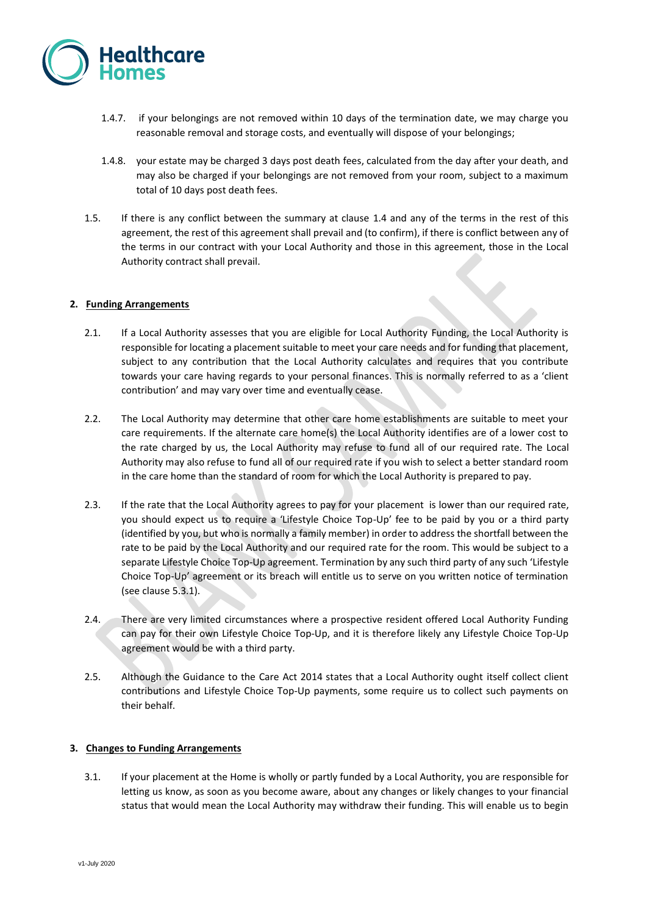1.4.7. if your belongings are not removed within 10 days of the termination date, we may charge you reasonable removal and storage costs, and eventually will dispose of your belongings;

1.4.8. your estate may be charged 3 days post death fees, calculated from the day after your death, and may also be charged if your belongings are not removed from your room, subject to a maximum total of 10 days post death fees.

1.5. If there is any conflict between the summary at clause 1.4 and any of the terms in the rest of this agreement, the rest of this agreement shall prevail and (to confirm), if there is conflict between any of the terms in our contract with your Local Authority and those in this agreement, those in the Local Authority contract shall prevail.

## 2. Funding Arrangements

2.1. If a Local Authority assesses that you are eligible for Local Authority Funding, the Local Authority is responsible for locating a placement suitable to meet your care needs and for funding that placement, subject to any contribution that the Local Authority calculates and requires that you contribute towards your care having regards to your personal finances. This is normally referred to as a 'client contribution' and may vary over time and eventually cease.

2.2. The Local Authority may determine that other care home establishments are suitable to meet your care requirements. If the alternate care home(s) the Local Authority identifies are of a lower cost to the rate charged by us, the Local Authority may refuse to fund all of our required rate. The Local Authority may also refuse to fund all of our required rate if you wish to select a better standard room in the care home than the standard of room for which the Local Authority is prepared to pay.

2.3. If the rate that the Local Authority agrees to pay for your placement is lower than our required rate, you should expect us to require a 'Lifestyle Choice Top-Up' fee to be paid by you or a third party (identified by you, but who is normally a family member) in order to address the shortfall between the rate to be paid by the Local Authority and our required rate for the room. This would be subject to a separate Lifestyle Choice Top-Up agreement. Termination by any such third party of any such 'Lifestyle Choice Top-Up' agreement or its breach will entitle us to serve on you written notice of termination (see clause 5.3.1).

2.4. There are very limited circumstances where a prospective resident offered Local Authority Funding can pay for their own Lifestyle Choice Top-Up, and it is therefore likely any Lifestyle Choice Top-Up agreement would be with a third party.

2.5. Although the Guidance to the Care Act 2014 states that a Local Authority ought itself collect client contributions and Lifestyle Choice Top-Up payments, some require us to collect such payments on their behalf.

## 3. Changes to Funding Arrangements

3.1. If your placement at the Home is wholly or partly funded by a Local Authority, you are responsible for letting us know, as soon as you become aware, about any changes or likely changes to your financial status that would mean the Local Authority may withdraw their funding. This will enable us to begin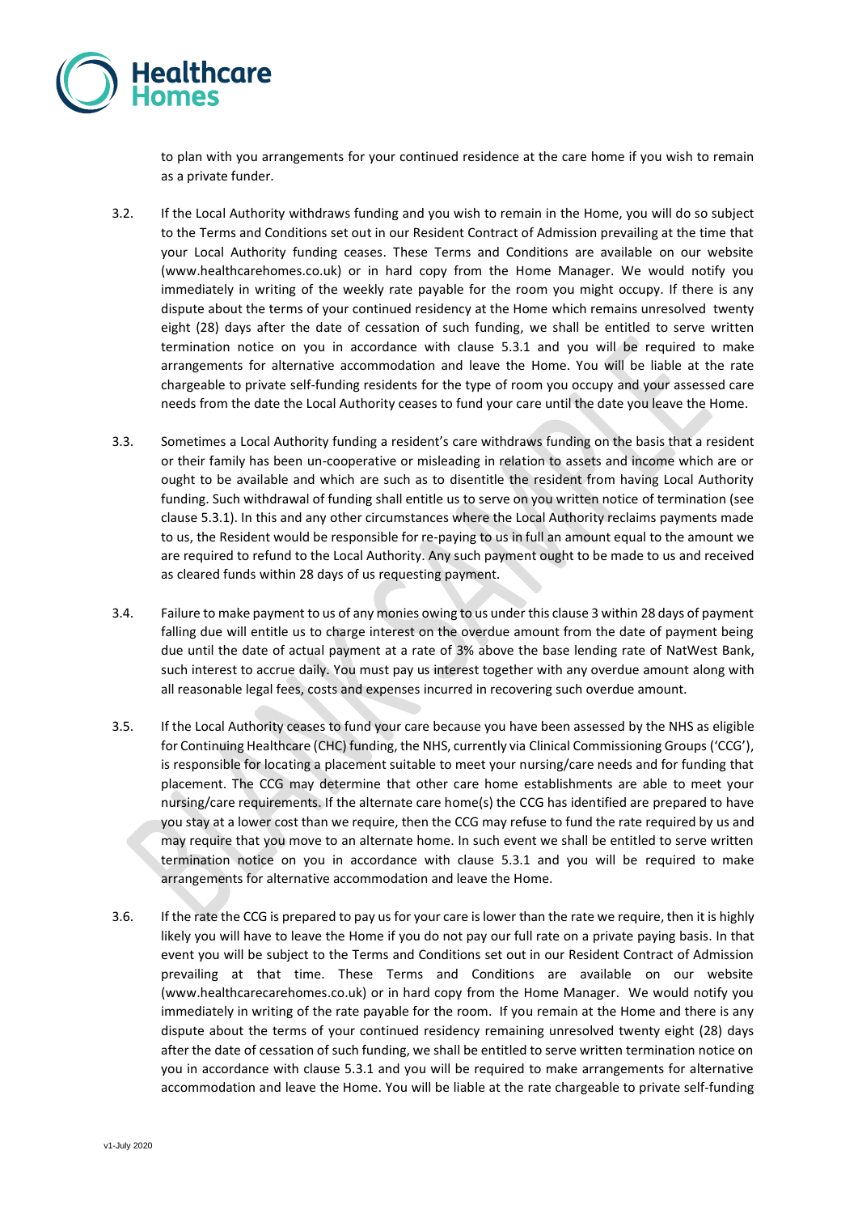to plan with you arrangements for your continued residence at the care home if you wish to remain as a private funder.

3.2. If the Local Authority withdraws funding and you wish to remain in the Home, you will do so subject to the Terms and Conditions set out in our Resident Contract of Admission prevailing at the time that your Local Authority funding ceases. These Terms and Conditions are available on our website (www.healthcarehomes.co.uk) or in hard copy from the Home Manager. We would notify you immediately in writing of the weekly rate payable for the room you might occupy. If there is any dispute about the terms of your continued residency at the Home which remains unresolved twenty eight (28) days after the date of cessation of such funding, we shall be entitled to serve written termination notice on you in accordance with clause 5.3.1 and you will be required to make arrangements for alternative accommodation and leave the Home. You will be liable at the rate chargeable to private self-funding residents for the type of room you occupy and your assessed care needs from the date the Local Authority ceases to fund your care until the date you leave the Home.

3.3. Sometimes a Local Authority funding a resident's care withdraws funding on the basis that a resident or their family has been un-cooperative or misleading in relation to assets and income which are or ought to be available and which are such as to disentitle the resident from having Local Authority funding. Such withdrawal of funding shall entitle us to serve on you written notice of termination (see clause 5.3.1). In this and any other circumstances where the Local Authority reclaims payments made to us, the Resident would be responsible for re-paying to us in full an amount equal to the amount we are required to refund to the Local Authority. Any such payment ought to be made to us and received as cleared funds within 28 days of us requesting payment.

3.4. Failure to make payment to us of any monies owing to us under this clause 3 within 28 days of payment falling due will entitle us to charge interest on the overdue amount from the date of payment being due until the date of actual payment at a rate of 3% above the base lending rate of NatWest Bank, such interest to accrue daily. You must pay us interest together with any overdue amount along with all reasonable legal fees, costs and expenses incurred in recovering such overdue amount.

3.5. If the Local Authority ceases to fund your care because you have been assessed by the NHS as eligible for Continuing Healthcare (CHC) funding, the NHS, currently via Clinical Commissioning Groups ('CCG'), is responsible for locating a placement suitable to meet your nursing/care needs and for funding that placement. The CCG may determine that other care home establishments are able to meet your nursing/care requirements. If the alternate care home(s) the CCG has identified are prepared to have you stay at a lower cost than we require, then the CCG may refuse to fund the rate required by us and may require that you move to an alternate home. In such event we shall be entitled to serve written termination notice on you in accordance with clause 5.3.1 and you will be required to make arrangements for alternative accommodation and leave the Home.

3.6. If the rate the CCG is prepared to pay us for your care is lower than the rate we require, then it is highly likely you will have to leave the Home if you do not pay our full rate on a private paying basis. In that event you will be subject to the Terms and Conditions set out in our Resident Contract of Admission prevailing at that time. These Terms and Conditions are available on our website (www.healthcarecarehomes.co.uk) or in hard copy from the Home Manager. We would notify you immediately in writing of the rate payable for the room. If you remain at the Home and there is any dispute about the terms of your continued residency remaining unresolved twenty eight (28) days after the date of cessation of such funding, we shall be entitled to serve written termination notice on you in accordance with clause 5.3.1 and you will be required to make arrangements for alternative accommodation and leave the Home. You will be liable at the rate chargeable to private self-funding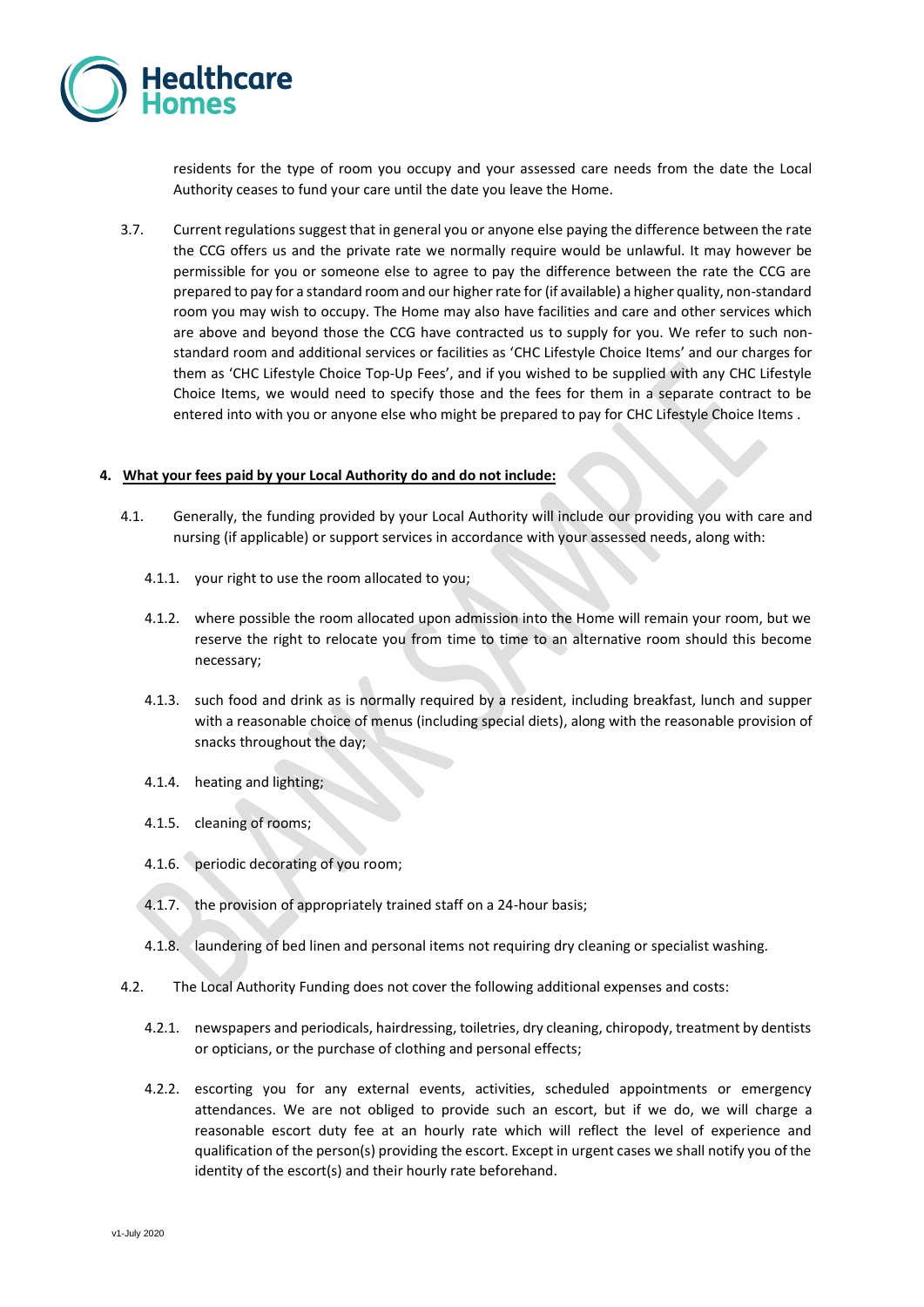residents for the type of room you occupy and your assessed care needs from the date the Local Authority ceases to fund your care until the date you leave the Home.

3.7. Current regulations suggest that in general you or anyone else paying the difference between the rate the CCG offers us and the private rate we normally require would be unlawful. It may however be permissible for you or someone else to agree to pay the difference between the rate the CCG are prepared to pay for a standard room and our higher rate for (if available) a higher quality, non-standard room you may wish to occupy. The Home may also have facilities and care and other services which are above and beyond those the CCG have contracted us to supply for you. We refer to such non-standard room and additional services or facilities as 'CHC Lifestyle Choice Items' and our charges for them as 'CHC Lifestyle Choice Top-Up Fees', and if you wished to be supplied with any CHC Lifestyle Choice Items, we would need to specify those and the fees for them in a separate contract to be entered into with you or anyone else who might be prepared to pay for CHC Lifestyle Choice Items .

**4. <u>What your fees paid by your Local Authority do and do not include:</u>**

4.1. Generally, the funding provided by your Local Authority will include our providing you with care and nursing (if applicable) or support services in accordance with your assessed needs, along with:

4.1.1. your right to use the room allocated to you;

4.1.2. where possible the room allocated upon admission into the Home will remain your room, but we reserve the right to relocate you from time to time to an alternative room should this become necessary;

4.1.3. such food and drink as is normally required by a resident, including breakfast, lunch and supper with a reasonable choice of menus (including special diets), along with the reasonable provision of snacks throughout the day;

4.1.4. heating and lighting;

4.1.5. cleaning of rooms;

4.1.6. periodic decorating of you room;

4.1.7. the provision of appropriately trained staff on a 24-hour basis;

4.1.8. laundering of bed linen and personal items not requiring dry cleaning or specialist washing.

4.2. The Local Authority Funding does not cover the following additional expenses and costs:

4.2.1. newspapers and periodicals, hairdressing, toiletries, dry cleaning, chiropody, treatment by dentists or opticians, or the purchase of clothing and personal effects;

4.2.2. escorting you for any external events, activities, scheduled appointments or emergency attendances. We are not obliged to provide such an escort, but if we do, we will charge a reasonable escort duty fee at an hourly rate which will reflect the level of experience and qualification of the person(s) providing the escort. Except in urgent cases we shall notify you of the identity of the escort(s) and their hourly rate beforehand.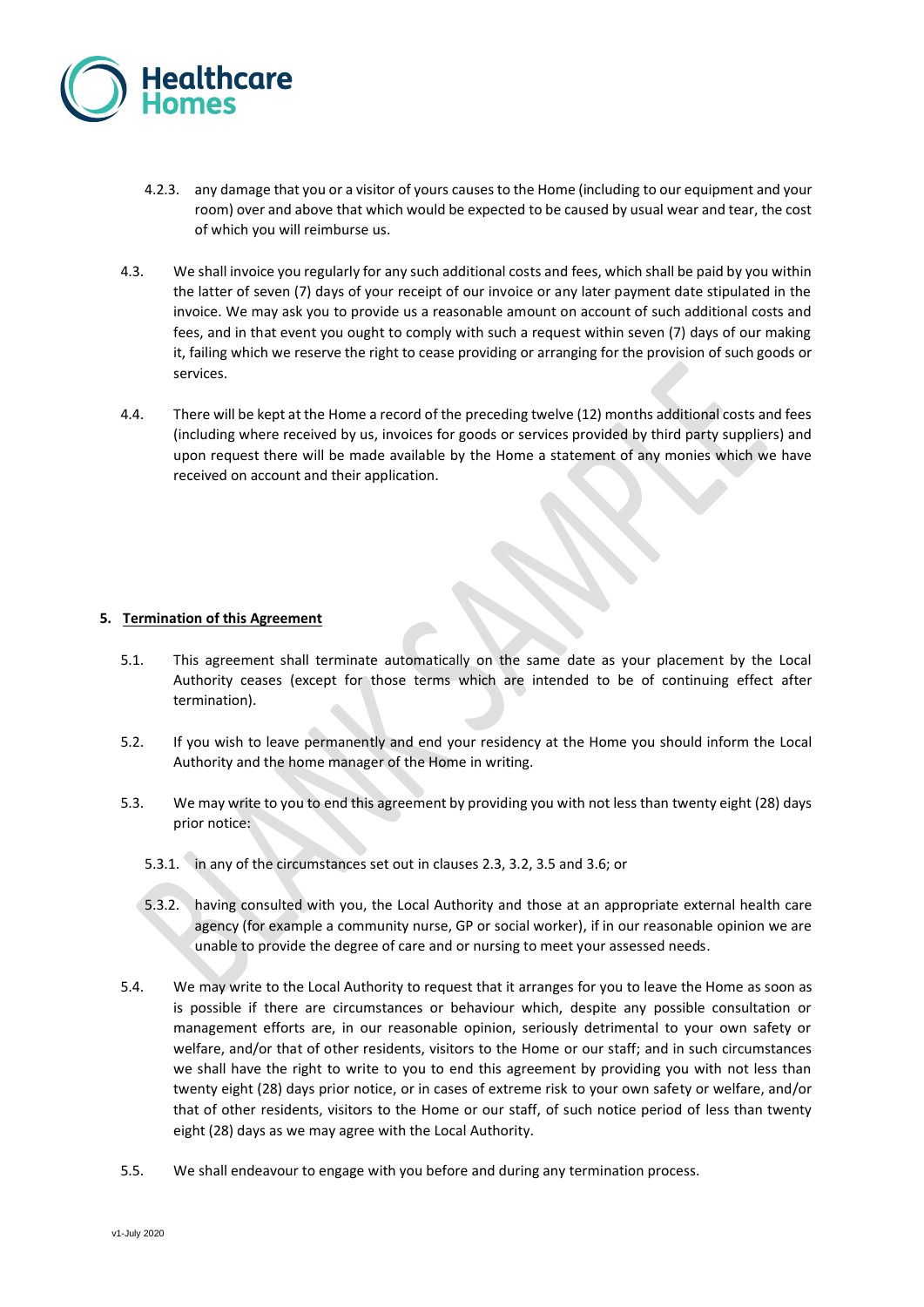4.2.3. any damage that you or a visitor of yours causes to the Home (including to our equipment and your room) over and above that which would be expected to be caused by usual wear and tear, the cost of which you will reimburse us.

4.3. We shall invoice you regularly for any such additional costs and fees, which shall be paid by you within the latter of seven (7) days of your receipt of our invoice or any later payment date stipulated in the invoice. We may ask you to provide us a reasonable amount on account of such additional costs and fees, and in that event you ought to comply with such a request within seven (7) days of our making it, failing which we reserve the right to cease providing or arranging for the provision of such goods or services.

4.4. There will be kept at the Home a record of the preceding twelve (12) months additional costs and fees (including where received by us, invoices for goods or services provided by third party suppliers) and upon request there will be made available by the Home a statement of any monies which we have received on account and their application.

## 5. Termination of this Agreement

5.1. This agreement shall terminate automatically on the same date as your placement by the Local Authority ceases (except for those terms which are intended to be of continuing effect after termination).

5.2. If you wish to leave permanently and end your residency at the Home you should inform the Local Authority and the home manager of the Home in writing.

5.3. We may write to you to end this agreement by providing you with not less than twenty eight (28) days prior notice:

5.3.1. in any of the circumstances set out in clauses 2.3, 3.2, 3.5 and 3.6; or

5.3.2. having consulted with you, the Local Authority and those at an appropriate external health care agency (for example a community nurse, GP or social worker), if in our reasonable opinion we are unable to provide the degree of care and or nursing to meet your assessed needs.

5.4. We may write to the Local Authority to request that it arranges for you to leave the Home as soon as is possible if there are circumstances or behaviour which, despite any possible consultation or management efforts are, in our reasonable opinion, seriously detrimental to your own safety or welfare, and/or that of other residents, visitors to the Home or our staff; and in such circumstances we shall have the right to write to you to end this agreement by providing you with not less than twenty eight (28) days prior notice, or in cases of extreme risk to your own safety or welfare, and/or that of other residents, visitors to the Home or our staff, of such notice period of less than twenty eight (28) days as we may agree with the Local Authority.

5.5. We shall endeavour to engage with you before and during any termination process.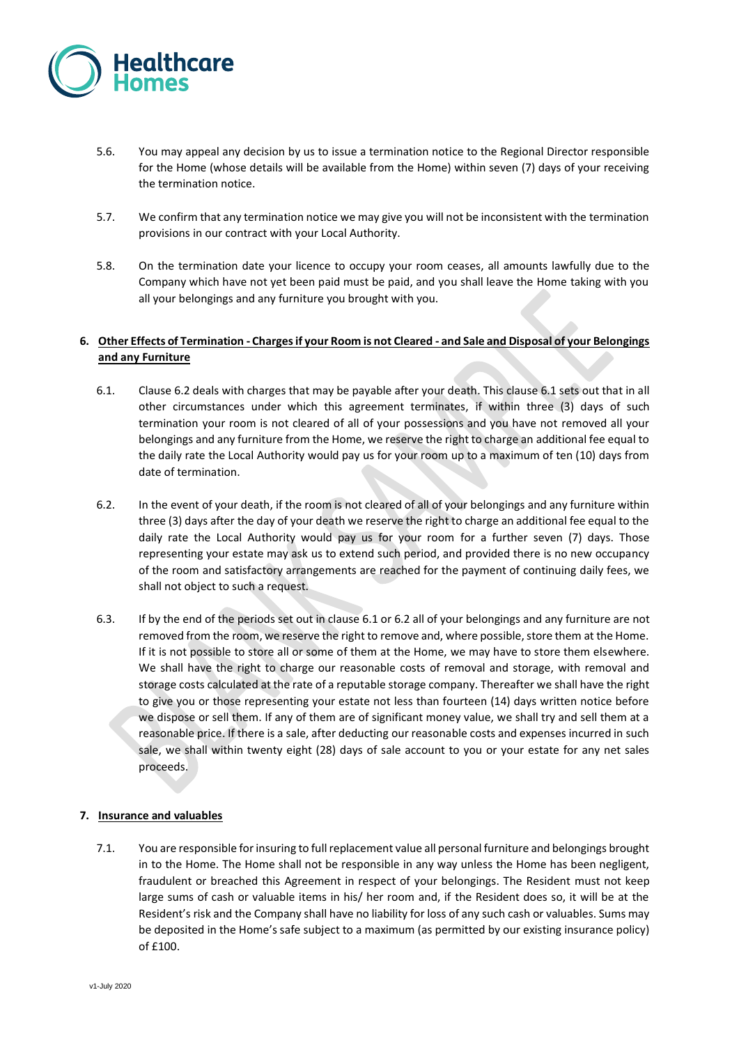5.6. You may appeal any decision by us to issue a termination notice to the Regional Director responsible for the Home (whose details will be available from the Home) within seven (7) days of your receiving the termination notice.

5.7. We confirm that any termination notice we may give you will not be inconsistent with the termination provisions in our contract with your Local Authority.

5.8. On the termination date your licence to occupy your room ceases, all amounts lawfully due to the Company which have not yet been paid must be paid, and you shall leave the Home taking with you all your belongings and any furniture you brought with you.

## 6. Other Effects of Termination - Charges if your Room is not Cleared - and Sale and Disposal of your Belongings and any Furniture

6.1. Clause 6.2 deals with charges that may be payable after your death. This clause 6.1 sets out that in all other circumstances under which this agreement terminates, if within three (3) days of such termination your room is not cleared of all of your possessions and you have not removed all your belongings and any furniture from the Home, we reserve the right to charge an additional fee equal to the daily rate the Local Authority would pay us for your room up to a maximum of ten (10) days from date of termination.

6.2. In the event of your death, if the room is not cleared of all of your belongings and any furniture within three (3) days after the day of your death we reserve the right to charge an additional fee equal to the daily rate the Local Authority would pay us for your room for a further seven (7) days. Those representing your estate may ask us to extend such period, and provided there is no new occupancy of the room and satisfactory arrangements are reached for the payment of continuing daily fees, we shall not object to such a request.

6.3. If by the end of the periods set out in clause 6.1 or 6.2 all of your belongings and any furniture are not removed from the room, we reserve the right to remove and, where possible, store them at the Home. If it is not possible to store all or some of them at the Home, we may have to store them elsewhere. We shall have the right to charge our reasonable costs of removal and storage, with removal and storage costs calculated at the rate of a reputable storage company. Thereafter we shall have the right to give you or those representing your estate not less than fourteen (14) days written notice before we dispose or sell them. If any of them are of significant money value, we shall try and sell them at a reasonable price. If there is a sale, after deducting our reasonable costs and expenses incurred in such sale, we shall within twenty eight (28) days of sale account to you or your estate for any net sales proceeds.

## 7. Insurance and valuables

7.1. You are responsible for insuring to full replacement value all personal furniture and belongings brought in to the Home. The Home shall not be responsible in any way unless the Home has been negligent, fraudulent or breached this Agreement in respect of your belongings. The Resident must not keep large sums of cash or valuable items in his/ her room and, if the Resident does so, it will be at the Resident's risk and the Company shall have no liability for loss of any such cash or valuables. Sums may be deposited in the Home's safe subject to a maximum (as permitted by our existing insurance policy) of £100.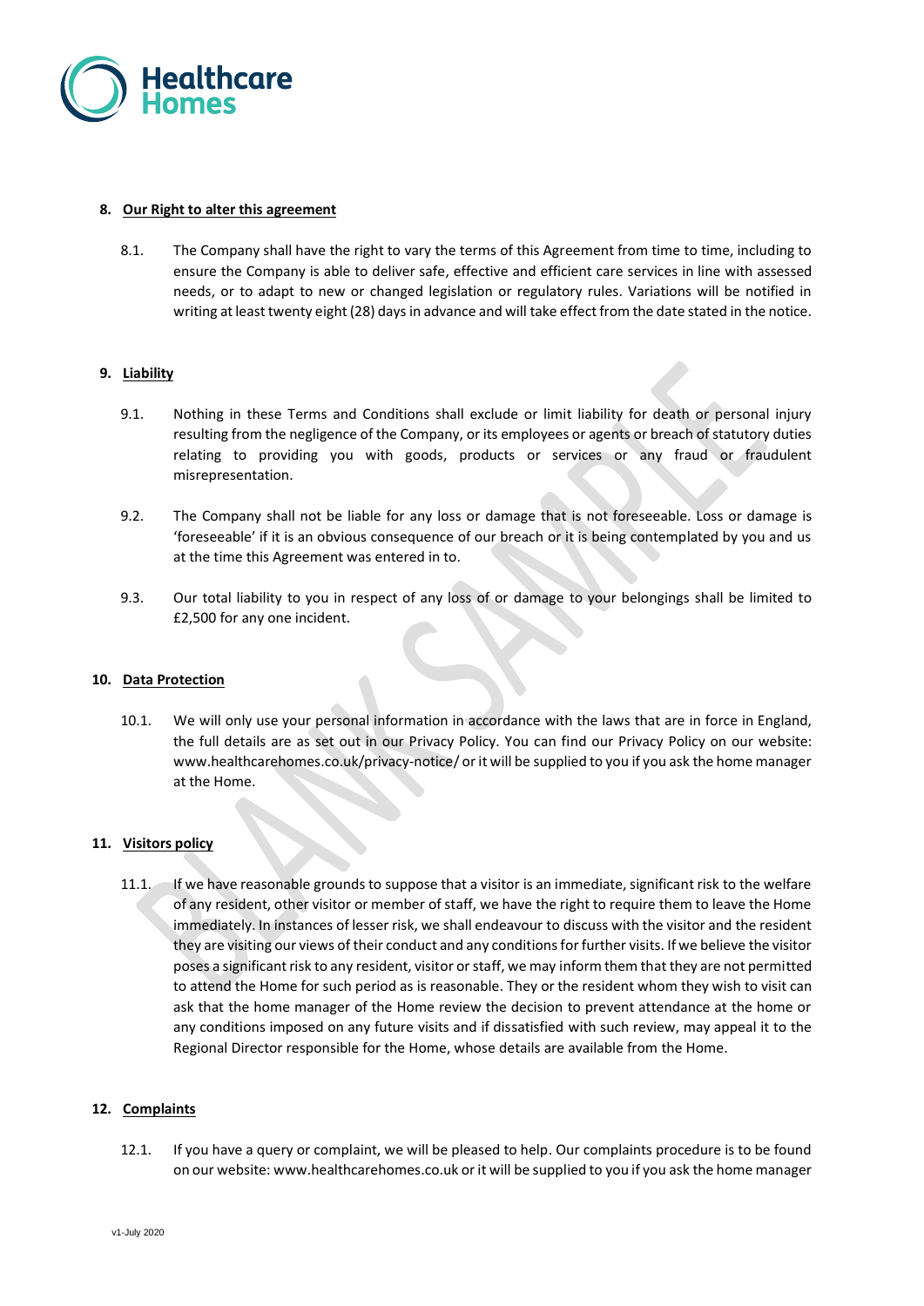## 8. Our Right to alter this agreement

8.1. The Company shall have the right to vary the terms of this Agreement from time to time, including to ensure the Company is able to deliver safe, effective and efficient care services in line with assessed needs, or to adapt to new or changed legislation or regulatory rules. Variations will be notified in writing at least twenty eight (28) days in advance and will take effect from the date stated in the notice.

## 9. Liability

9.1. Nothing in these Terms and Conditions shall exclude or limit liability for death or personal injury resulting from the negligence of the Company, or its employees or agents or breach of statutory duties relating to providing you with goods, products or services or any fraud or fraudulent misrepresentation.

9.2. The Company shall not be liable for any loss or damage that is not foreseeable. Loss or damage is 'foreseeable' if it is an obvious consequence of our breach or it is being contemplated by you and us at the time this Agreement was entered in to.

9.3. Our total liability to you in respect of any loss of or damage to your belongings shall be limited to £2,500 for any one incident.

## 10. Data Protection

10.1. We will only use your personal information in accordance with the laws that are in force in England, the full details are as set out in our Privacy Policy. You can find our Privacy Policy on our website: www.healthcarehomes.co.uk/privacy-notice/ or it will be supplied to you if you ask the home manager at the Home.

## 11. Visitors policy

11.1. If we have reasonable grounds to suppose that a visitor is an immediate, significant risk to the welfare of any resident, other visitor or member of staff, we have the right to require them to leave the Home immediately. In instances of lesser risk, we shall endeavour to discuss with the visitor and the resident they are visiting our views of their conduct and any conditions for further visits. If we believe the visitor poses a significant risk to any resident, visitor or staff, we may inform them that they are not permitted to attend the Home for such period as is reasonable. They or the resident whom they wish to visit can ask that the home manager of the Home review the decision to prevent attendance at the home or any conditions imposed on any future visits and if dissatisfied with such review, may appeal it to the Regional Director responsible for the Home, whose details are available from the Home.

## 12. Complaints

12.1. If you have a query or complaint, we will be pleased to help. Our complaints procedure is to be found on our website: www.healthcarehomes.co.uk or it will be supplied to you if you ask the home manager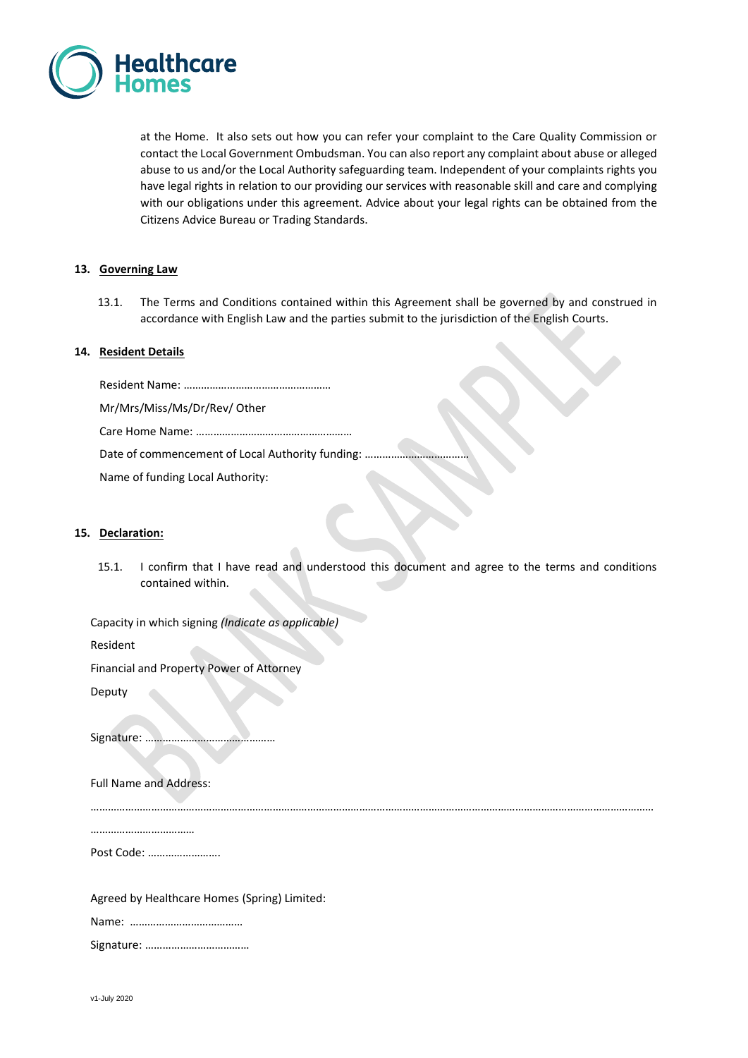at the Home. It also sets out how you can refer your complaint to the Care Quality Commission or contact the Local Government Ombudsman. You can also report any complaint about abuse or alleged abuse to us and/or the Local Authority safeguarding team. Independent of your complaints rights you have legal rights in relation to our providing our services with reasonable skill and care and complying with our obligations under this agreement. Advice about your legal rights can be obtained from the Citizens Advice Bureau or Trading Standards.

**13. Governing Law**

13.1. The Terms and Conditions contained within this Agreement shall be governed by and construed in accordance with English Law and the parties submit to the jurisdiction of the English Courts.

**14. Resident Details**

Resident Name: ……………………………………………

Mr/Mrs/Miss/Ms/Dr/Rev/ Other

Care Home Name: ………………………………………………

Date of commencement of Local Authority funding: ………………………………

Name of funding Local Authority:

**15. Declaration:**

15.1. I confirm that I have read and understood this document and agree to the terms and conditions contained within.

Capacity in which signing *(Indicate as applicable)*

Resident

Financial and Property Power of Attorney

Deputy

Signature: ………………………………………

Full Name and Address:

…………………………………………………………………………………………………………………………………………………………………

………………………………

Post Code: …………………….

Agreed by Healthcare Homes (Spring) Limited:

Name: …………………………………

Signature: ………………………………

v1-July 2020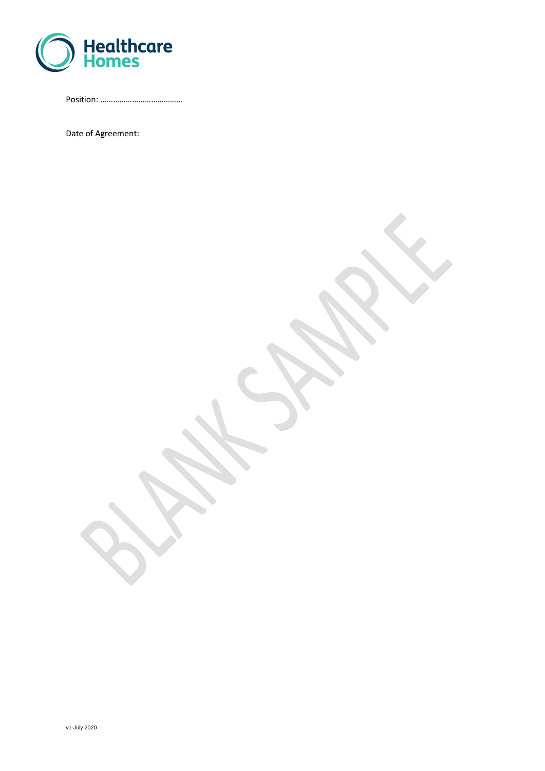Position: …………………………………

Date of Agreement: